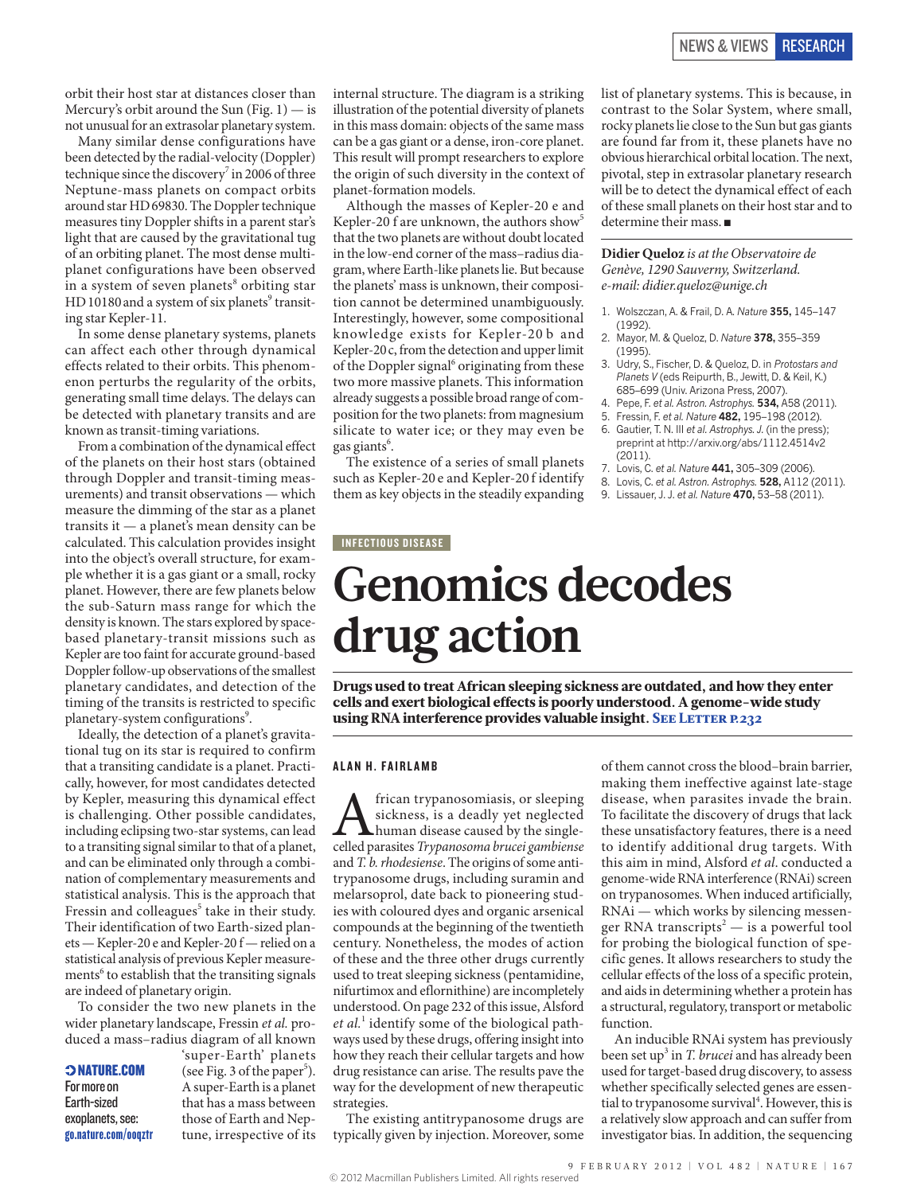orbit their host star at distances closer than Mercury's orbit around the Sun (Fig. 1) — is not unusual for an extrasolar planetary system.

Many similar dense configurations have been detected by the radial-velocity (Doppler) technique since the discovery[7] in 2006 of three Neptune-mass planets on compact orbits around star HD 69830. The Doppler technique measures tiny Doppler shifts in a parent star's light that are caused by the gravitational tug of an orbiting planet. The most dense multiplanet configurations have been observed in a system of seven planets[8] orbiting star HD 10180 and a system of six planets[9] transiting star Kepler-11.

In some dense planetary systems, planets can affect each other through dynamical effects related to their orbits. This phenomenon perturbs the regularity of the orbits, generating small time delays. The delays can be detected with planetary transits and are known as transit-timing variations.

From a combination of the dynamical effect of the planets on their host stars (obtained through Doppler and transit-timing measurements) and transit observations — which measure the dimming of the star as a planet transits it — a planet's mean density can be calculated. This calculation provides insight into the object's overall structure, for example whether it is a gas giant or a small, rocky planet. However, there are few planets below the sub-Saturn mass range for which the density is known. The stars explored by space-based planetary-transit missions such as Kepler are too faint for accurate ground-based Doppler follow-up observations of the smallest planetary candidates, and detection of the timing of the transits is restricted to specific planetary-system configurations[9].

Ideally, the detection of a planet's gravitational tug on its star is required to confirm that a transiting candidate is a planet. Practically, however, for most candidates detected by Kepler, measuring this dynamical effect is challenging. Other possible candidates, including eclipsing two-star systems, can lead to a transiting signal similar to that of a planet, and can be eliminated only through a combination of complementary measurements and statistical analysis. This is the approach that Fressin and colleagues[5] take in their study. Their identification of two Earth-sized planets — Kepler-20 e and Kepler-20 f — relied on a statistical analysis of previous Kepler measurements[6] to establish that the transiting signals are indeed of planetary origin.

To consider the two new planets in the wider planetary landscape, Fressin *et al.* produced a mass–radius diagram of all known 'super-Earth' planets (see Fig. 3 of the paper[5]). A super-Earth is a planet that has a mass between those of Earth and Neptune, irrespective of its internal structure. The diagram is a striking illustration of the potential diversity of planets in this mass domain: objects of the same mass can be a gas giant or a dense, iron-core planet. This result will prompt researchers to explore the origin of such diversity in the context of planet-formation models.

**NATURE.COM**
For more on Earth-sized exoplanets, see: go.nature.com/ooqztr

Although the masses of Kepler-20 e and Kepler-20 f are unknown, the authors show[5] that the two planets are without doubt located in the low-end corner of the mass–radius diagram, where Earth-like planets lie. But because the planets' mass is unknown, their composition cannot be determined unambiguously. Interestingly, however, some compositional knowledge exists for Kepler-20 b and Kepler-20 c, from the detection and upper limit of the Doppler signal[6] originating from these two more massive planets. This information already suggests a possible broad range of composition for the two planets: from magnesium silicate to water ice; or they may even be gas giants[6].

The existence of a series of small planets such as Kepler-20 e and Kepler-20 f identify them as key objects in the steadily expanding list of planetary systems. This is because, in contrast to the Solar System, where small, rocky planets lie close to the Sun but gas giants are found far from it, these planets have no obvious hierarchical orbital location. The next, pivotal, step in exoplanetary research will be to detect the dynamical effect of each of these small planets on their host star and to determine their mass. ■

**Didier Queloz** *is at the Observatoire de Genève, 1290 Sauverny, Switzerland.*
*e-mail: didier.queloz@unige.ch*

1. Wolszczan, A. & Frail, D. A. *Nature* **355,** 145–147 (1992).
2. Mayor, M. & Queloz, D. *Nature* **378,** 355–359 (1995).
3. Udry, S., Fischer, D. & Queloz, D. in *Protostars and Planets V* (eds Reipurth, B., Jewitt, D. & Keil, K.) 685–699 (Univ. Arizona Press, 2007).
4. Pepe, F. *et al. Astron. Astrophys.* **534,** A58 (2011).
5. Fressin, F. *et al. Nature* **482,** 195–198 (2012).
6. Gautier, T. N. III *et al. Astrophys. J.* (in the press); preprint at http://arxiv.org/abs/1112.4514v2 (2011).
7. Lovis, C. *et al. Nature* **441,** 305–309 (2006).
8. Lovis, C. *et al. Astron. Astrophys.* **528,** A112 (2011).
9. Lissauer, J. J. *et al. Nature* **470,** 53–58 (2011).

INFECTIOUS DISEASE

# Genomics decodes drug action

**Drugs used to treat African sleeping sickness are outdated, and how they enter cells and exert biological effects is poorly understood. A genome-wide study using RNA interference provides valuable insight. SEE LETTER P.232**

ALAN H. FAIRLAMB

African trypanosomiasis, or sleeping sickness, is a deadly yet neglected human disease caused by the single-celled parasites *Trypanosoma brucei gambiense* and *T. b. rhodesiense*. The origins of some antitrypanosome drugs, including suramin and melarsoprol, date back to pioneering studies with coloured dyes and organic arsenical compounds at the beginning of the twentieth century. Nonetheless, the modes of action of these and the three other drugs currently used to treat sleeping sickness (pentamidine, nifurtimox and eflornithine) are incompletely understood. On page 232 of this issue, Alsford *et al.*[1] identify some of the biological pathways used by these drugs, offering insight into how they reach their cellular targets and how drug resistance can arise. The results pave the way for the development of new therapeutic strategies.

The existing antitrypanosome drugs are typically given by injection. Moreover, some of them cannot cross the blood–brain barrier, making them ineffective against late-stage disease, when parasites invade the brain. To facilitate the discovery of drugs that lack these unsatisfactory features, there is a need to identify additional drug targets. With this aim in mind, Alsford *et al.* conducted a genome-wide RNA interference (RNAi) screen on trypanosomes. When induced artificially, RNAi — which works by silencing messenger RNA transcripts[2] — is a powerful tool for probing the biological function of specific genes. It allows researchers to study the cellular effects of the loss of a specific protein, and aids in determining whether a protein has a structural, regulatory, transport or metabolic function.

An inducible RNAi system has previously been set up[3] in *T. brucei* and has already been used for target-based drug discovery, to assess whether specifically selected genes are essential to trypanosome survival[4]. However, this is a relatively slow approach and can suffer from investigator bias. In addition, the sequencing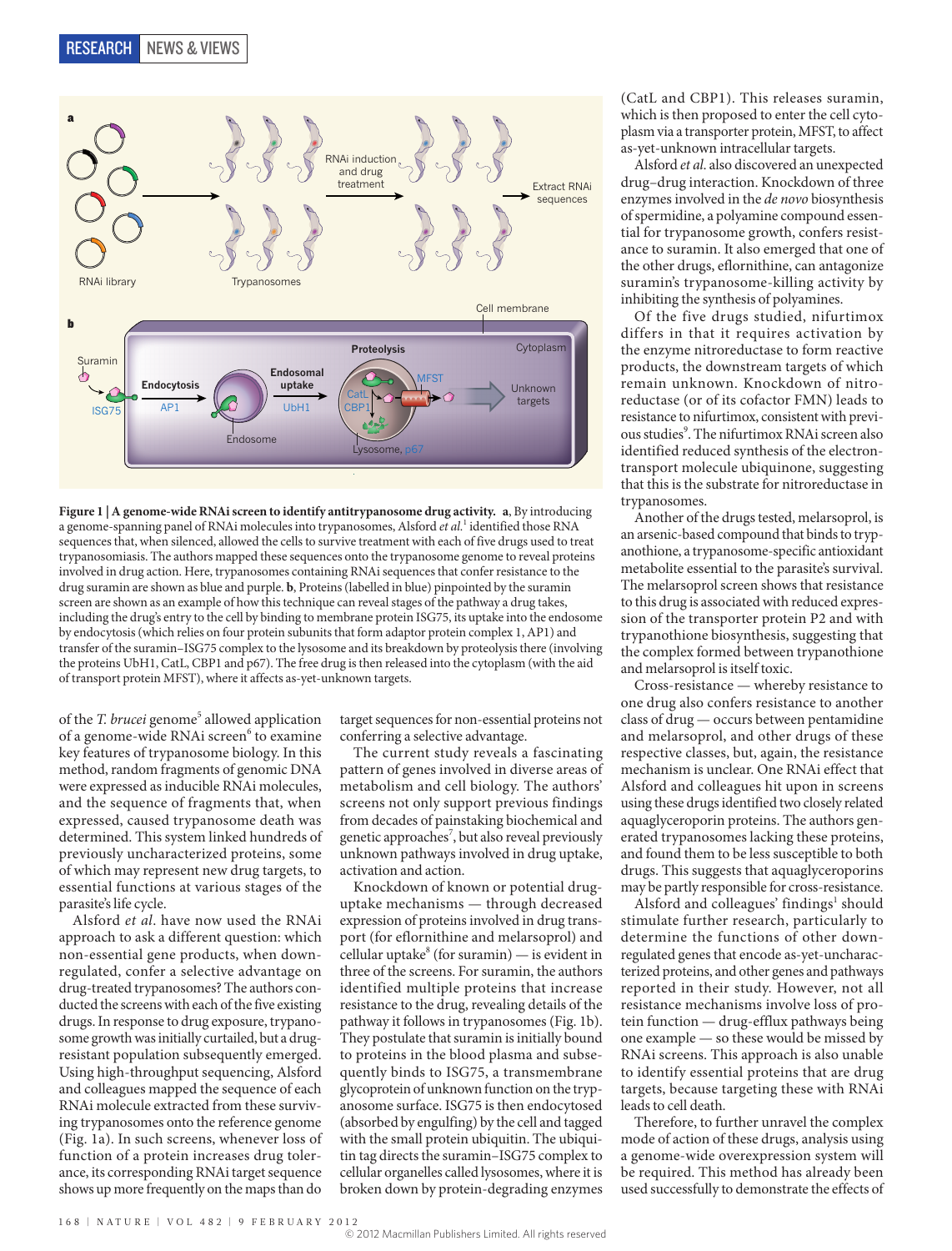a

RNAi library

Trypanosomes

RNAi induction and drug treatment

Extract RNAi sequences

b

Cell membrane

Cytoplasm

Suramin

ISG75

Endocytosis

AP1

Endosome

Endosomal uptake

UbH1

Proteolysis

CatL

CBP1

MFST

Lysosome, p67

Unknown targets

**Figure 1 | A genome-wide RNAi screen to identify antitrypanosome drug activity.** **a**, By introducing a genome-spanning panel of RNAi molecules into trypanosomes, Alsford *et al.*[1] identified those RNA sequences that, when silenced, allowed the cells to survive treatment with each of five drugs used to treat trypanosomiasis. The authors mapped these sequences onto the trypanosome genome to reveal proteins involved in drug action. Here, trypanosomes containing RNAi sequences that confer resistance to the drug suramin are shown as blue and purple. **b**, Proteins (labelled in blue) pinpointed by the suramin screen are shown as an example of how this technique can reveal stages of the pathway a drug takes, including the drug's entry to the cell by binding to membrane protein ISG75, its uptake into the endosome by endocytosis (which relies on four protein subunits that form adaptor protein complex 1, AP1) and transfer of the suramin–ISG75 complex to the lysosome and its breakdown by proteolysis there (involving the proteins UbH1, CatL, CBP1 and p67). The free drug is then released into the cytoplasm (with the aid of transport protein MFST), where it affects as-yet-unknown targets.

of the *T. brucei* genome[5] allowed application of a genome-wide RNAi screen[6] to examine key features of trypanosome biology. In this method, random fragments of genomic DNA were expressed as inducible RNAi molecules, and the sequence of fragments that, when expressed, caused trypanosome death was determined. This system linked hundreds of previously uncharacterized proteins, some of which may represent new drug targets, to essential functions at various stages of the parasite's life cycle.

Alsford *et al.* have now used the RNAi approach to ask a different question: which non-essential gene products, when down-regulated, confer a selective advantage on drug-treated trypanosomes? The authors conducted the screens with each of the five existing drugs. In response to drug exposure, trypanosome growth was initially curtailed, but a drug-resistant population subsequently emerged. Using high-throughput sequencing, Alsford and colleagues mapped the sequence of each RNAi molecule extracted from these surviving trypanosomes onto the reference genome (Fig. 1a). In such screens, whenever loss of function of a protein increases drug tolerance, its corresponding RNAi target sequence shows up more frequently on the maps than do target sequences for non-essential proteins not conferring a selective advantage.

The current study reveals a fascinating pattern of genes involved in diverse areas of metabolism and cell biology. The authors' screens not only support previous findings from decades of painstaking biochemical and genetic approaches[7], but also reveal previously unknown pathways involved in drug uptake, activation and action.

Knockdown of known or potential drug-uptake mechanisms — through decreased expression of proteins involved in drug transport (for eflornithine and melarsoprol) and cellular uptake[8] (for suramin) — is evident in three of the screens. For suramin, the authors identified multiple proteins that increase resistance to the drug, revealing details of the pathway it follows in trypanosomes (Fig. 1b). They postulate that suramin is initially bound to proteins in the blood plasma and subsequently binds to ISG75, a transmembrane glycoprotein of unknown function on the trypanosome surface. ISG75 is then endocytosed (absorbed by engulfing) by the cell and tagged with the small protein ubiquitin. The ubiquitin tag directs the suramin–ISG75 complex to cellular organelles called lysosomes, where it is broken down by protein-degrading enzymes (CatL and CBP1). This releases suramin, which is then proposed to enter the cell cytoplasm via a transporter protein, MFST, to affect as-yet-unknown intracellular targets.

Alsford *et al.* also discovered an unexpected drug–drug interaction. Knockdown of three enzymes involved in the *de novo* biosynthesis of spermidine, a polyamine compound essential for trypanosome growth, confers resistance to suramin. It also emerged that one of the other drugs, eflornithine, can antagonize suramin's trypanosome-killing activity by inhibiting the synthesis of polyamines.

Of the five drugs studied, nifurtimox differs in that it requires activation by the enzyme nitroreductase to form reactive products, the downstream targets of which remain unknown. Knockdown of nitroreductase (or of its cofactor FMN) leads to resistance to nifurtimox, consistent with previous studies[9]. The nifurtimox RNAi screen also identified reduced synthesis of the electron-transport molecule ubiquinone, suggesting that this is the substrate for nitroreductase in trypanosomes.

Another of the drugs tested, melarsoprol, is an arsenic-based compound that binds to trypanothione, a trypanosome-specific antioxidant metabolite essential to the parasite's survival. The melarsoprol screen shows that resistance to this drug is associated with reduced expression of the transporter protein P2 and with trypanothione biosynthesis, suggesting that the complex formed between trypanothione and melarsoprol is itself toxic.

Cross-resistance — whereby resistance to one drug also confers resistance to another class of drug — occurs between pentamidine and melarsoprol, and other drugs of these respective classes, but, again, the resistance mechanism is unclear. One RNAi effect that Alsford and colleagues hit upon in screens using these drugs identified two closely related aquaglyceroporin proteins. The authors generated trypanosomes lacking these proteins, and found them to be less susceptible to both drugs. This suggests that aquaglyceroporins may be partly responsible for cross-resistance.

Alsford and colleagues' findings[1] should stimulate further research, particularly to determine the functions of other down-regulated genes that encode as-yet-uncharacterized proteins, and other genes and pathways reported in their study. However, not all resistance mechanisms involve loss of protein function — drug-efflux pathways being one example — so these would be missed by RNAi screens. This approach is also unable to identify essential proteins that are drug targets, because targeting these with RNAi leads to cell death.

Therefore, to further unravel the complex mode of action of these drugs, analysis using a genome-wide overexpression system will be required. This method has already been used successfully to demonstrate the effects of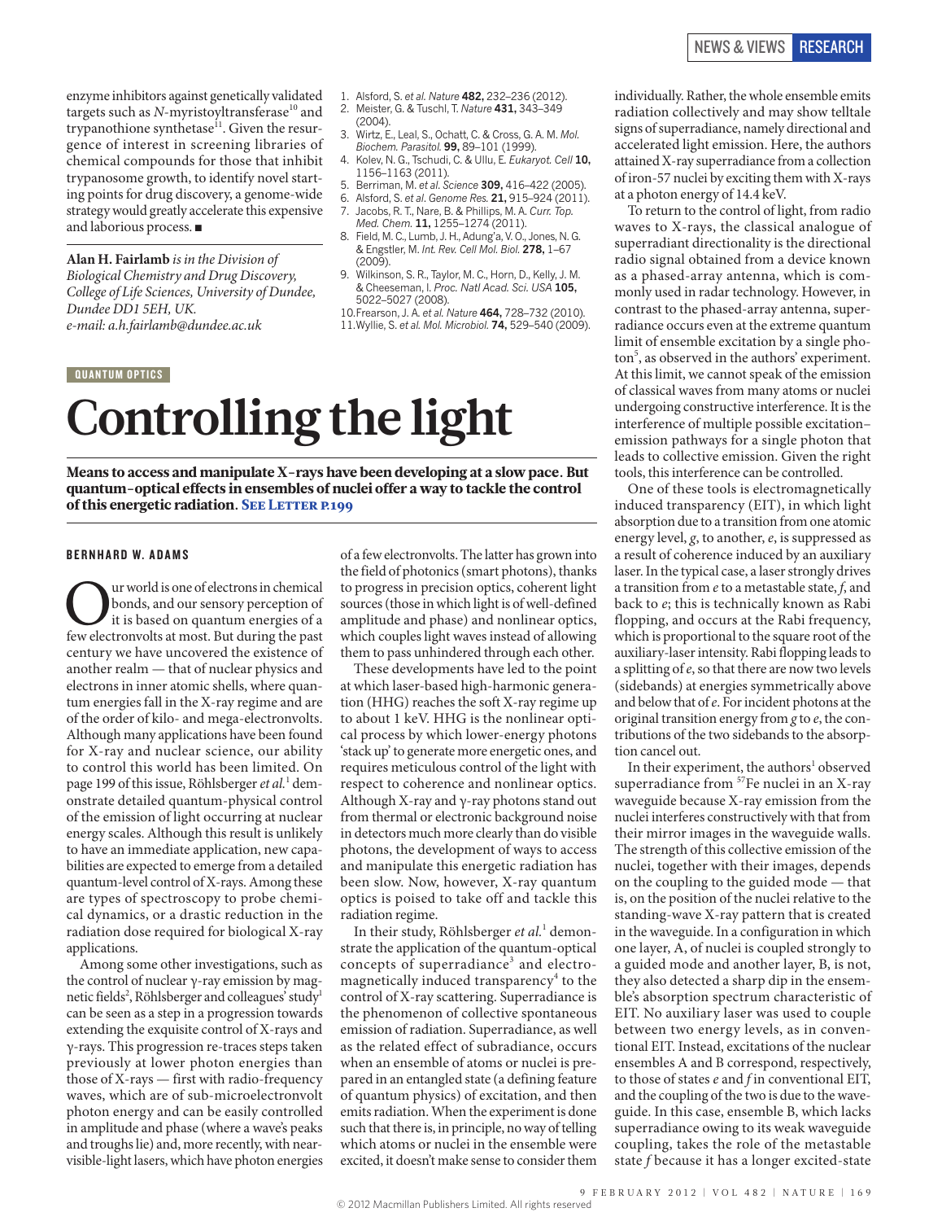enzyme inhibitors against genetically validated targets such as *N*-myristoyltransferase[10] and trypanothione synthetase[11]. Given the resurgence of interest in screening libraries of chemical compounds for those that inhibit trypanosome growth, to identify novel starting points for drug discovery, a genome-wide strategy would greatly accelerate this expensive and laborious process. ■

**Alan H. Fairlamb** *is in the Division of Biological Chemistry and Drug Discovery, College of Life Sciences, University of Dundee, Dundee DD1 5EH, UK.*
*e-mail: a.h.fairlamb@dundee.ac.uk*

1. Alsford, S. *et al. Nature* **482,** 232–236 (2012).
2. Meister, G. & Tuschl, T. *Nature* **431,** 343–349 (2004).
3. Wirtz, E., Leal, S., Ochatt, C. & Cross, G. A. M. *Mol. Biochem. Parasitol.* **99,** 89–101 (1999).
4. Kolev, N. G., Tschudi, C. & Ullu, E. *Eukaryot. Cell* **10,** 1156–1163 (2011).
5. Berriman, M. *et al. Science* **309,** 416–422 (2005).
6. Alsford, S. *et al. Genome Res.* **21,** 915–924 (2011).
7. Jacobs, R. T., Nare, B. & Phillips, M. A. *Curr. Top. Med. Chem.* **11,** 1255–1274 (2011).
8. Field, M. C., Lumb, J. H., Adung'a, V. O., Jones, N. G. & Engstler, M. *Int. Rev. Cell Mol. Biol.* **278,** 1–67 (2009).
9. Wilkinson, S. R., Taylor, M. C., Horn, D., Kelly, J. M. & Cheeseman, I. *Proc. Natl Acad. Sci. USA* **105,** 5022–5027 (2008).
10. Frearson, J. A. *et al. Nature* **464,** 728–732 (2010).
11. Wyllie, S. *et al. Mol. Microbiol.* **74,** 529–540 (2009).

QUANTUM OPTICS

# Controlling the light

**Means to access and manipulate X-rays have been developing at a slow pace. But quantum-optical effects in ensembles of nuclei offer a way to tackle the control of this energetic radiation.** See Letter p.199

**BERNHARD W. ADAMS**

Our world is one of electrons in chemical bonds, and our sensory perception of it is based on quantum energies of a few electronvolts at most. But during the past century we have uncovered the existence of another realm — that of nuclear physics and electrons in inner atomic shells, where quantum energies fall in the X-ray regime and are of the order of kilo- and mega-electronvolts. Although many applications have been found for X-ray and nuclear science, our ability to control this world has been limited. On page 199 of this issue, Röhlsberger *et al.*[1] demonstrate detailed quantum-physical control of the emission of light occurring at nuclear energy scales. Although this result is unlikely to have an immediate application, new capabilities are expected to emerge from a detailed quantum-level control of X-rays. Among these are types of spectroscopy to probe chemical dynamics, or a drastic reduction in the radiation dose required for biological X-ray applications.

Among some other investigations, such as the control of nuclear γ-ray emission by magnetic fields[2], Röhlsberger and colleagues' study[1] can be seen as a step in a progression towards extending the exquisite control of X-rays and γ-rays. This progression re-traces steps taken previously at lower photon energies than those of X-rays — first with radio-frequency waves, which are of sub-microelectronvolt photon energy and can be easily controlled in amplitude and phase (where a wave's peaks and troughs lie) and, more recently, with near-visible-light lasers, which have photon energies of a few electronvolts. The latter has grown into the field of photonics (smart photons), thanks to progress in precision optics, coherent light sources (those in which light is of well-defined amplitude and phase) and nonlinear optics, which couples light waves instead of allowing them to pass unhindered through each other.

These developments have led to the point at which laser-based high-harmonic generation (HHG) reaches the soft X-ray regime up to about 1 keV. HHG is the nonlinear optical process by which lower-energy photons 'stack up' to generate more energetic ones, and requires meticulous control of the light with respect to coherence and nonlinear optics. Although X-ray and γ-ray photons stand out from thermal or electronic background noise in detectors much more clearly than do visible photons, the development of ways to access and manipulate this energetic radiation has been slow. Now, however, X-ray quantum optics is poised to take off and tackle this radiation regime.

In their study, Röhlsberger *et al.*[1] demonstrate the application of the quantum-optical concepts of superradiance[3] and electromagnetically induced transparency[4] to the control of X-ray scattering. Superradiance is the phenomenon of collective spontaneous emission of radiation. Superradiance, as well as the related effect of subradiance, occurs when an ensemble of atoms or nuclei is prepared in an entangled state (a defining feature of quantum physics) of excitation, and then emits radiation. When the experiment is done such that there is, in principle, no way of telling which atoms or nuclei in the ensemble were excited, it doesn't make sense to consider them individually. Rather, the whole ensemble emits radiation collectively and may show telltale signs of superradiance, namely directional and accelerated light emission. Here, the authors attained X-ray superradiance from a collection of iron-57 nuclei by exciting them with X-rays at a photon energy of 14.4 keV.

To return to the control of light, from radio waves to X-rays, the classical analogue of superradiant directionality is the directional radio signal obtained from a device known as a phased-array antenna, which is commonly used in radar technology. However, in contrast to the phased-array antenna, superradiance occurs even at the extreme quantum limit of ensemble excitation by a single photon[5], as observed in the authors' experiment. At this limit, we cannot speak of the emission of classical waves from many atoms or nuclei undergoing constructive interference. It is the interference of multiple possible excitation–emission pathways for a single photon that leads to collective emission. Given the right tools, this interference can be controlled.

One of these tools is electromagnetically induced transparency (EIT), in which light absorption due to a transition from one atomic energy level, *g*, to another, *e*, is suppressed as a result of coherence induced by an auxiliary laser. In the typical case, a laser strongly drives a transition from *e* to a metastable state, *f*, and back to *e*; this is technically known as Rabi flopping, and occurs at the Rabi frequency, which is proportional to the square root of the auxiliary-laser intensity. Rabi flopping leads to a splitting of *e*, so that there are now two levels (sidebands) at energies symmetrically above and below that of *e*. For incident photons at the original transition energy from *g* to *e*, the contributions of the two sidebands to the absorption cancel out.

In their experiment, the authors[1] observed superradiance from $^{57}$Fe nuclei in an X-ray waveguide because X-ray emission from the nuclei interferes constructively with that from their mirror images in the waveguide walls. The strength of this collective emission of the nuclei, together with their images, depends on the coupling to the guided mode — that is, on the position of the nuclei relative to the standing-wave X-ray pattern that is created in the waveguide. In a configuration in which one layer, A, of nuclei is coupled strongly to a guided mode and another layer, B, is not, they also detected a sharp dip in the ensemble's absorption spectrum characteristic of EIT. No auxiliary laser was used to couple between two energy levels, as in conventional EIT. Instead, excitations of the nuclear ensembles A and B correspond, respectively, to those of states *e* and *f* in conventional EIT, and the coupling of the two is due to the waveguide. In this case, ensemble B, which lacks superradiance owing to its weak waveguide coupling, takes the role of the metastable state *f* because it has a longer excited-state